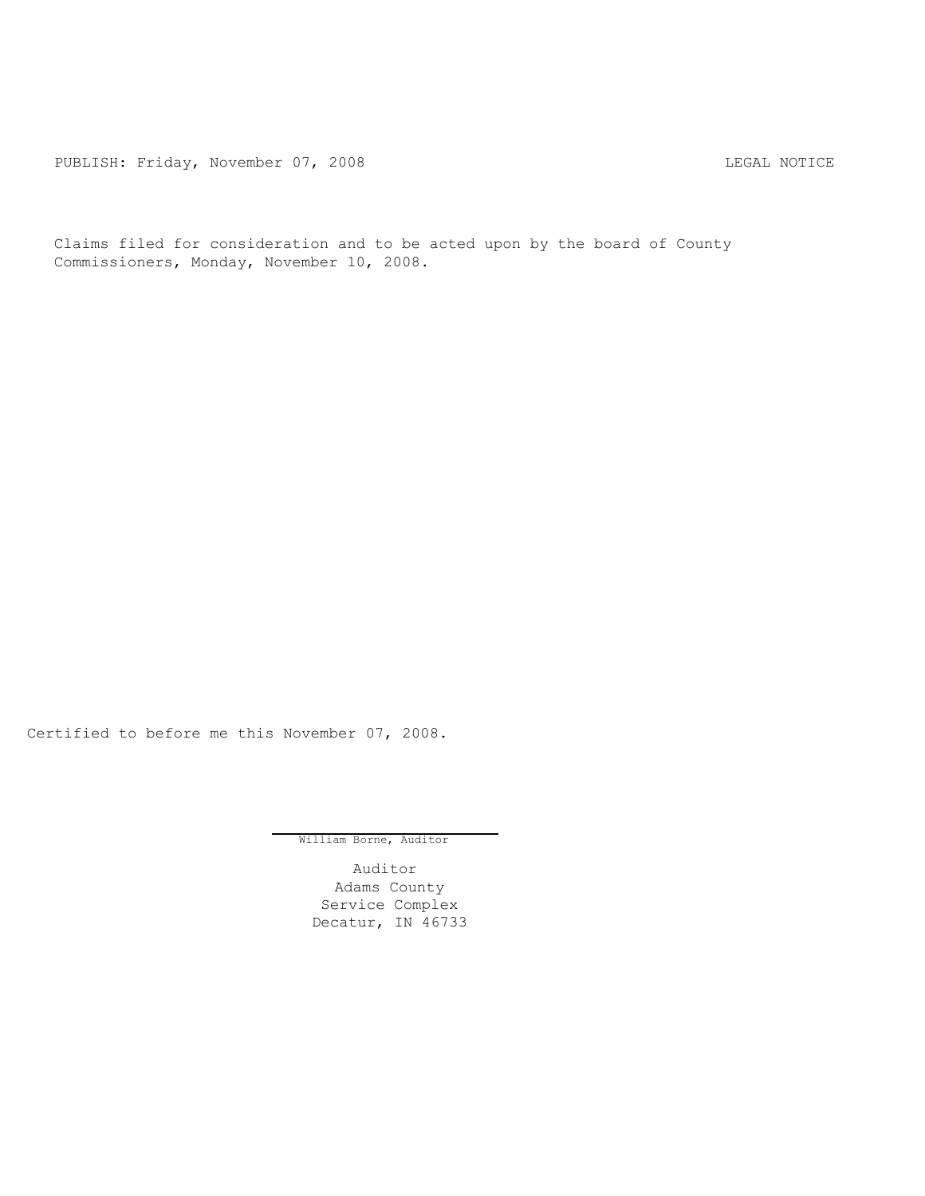PUBLISH: Friday, November 07, 2008 LEGAL NOTICE

Claims filed for consideration and to be acted upon by the board of County Commissioners, Monday, November 10, 2008.

Certified to before me this November 07, 2008.

William Borne, Auditor

Auditor
Adams County
Service Complex
Decatur, IN 46733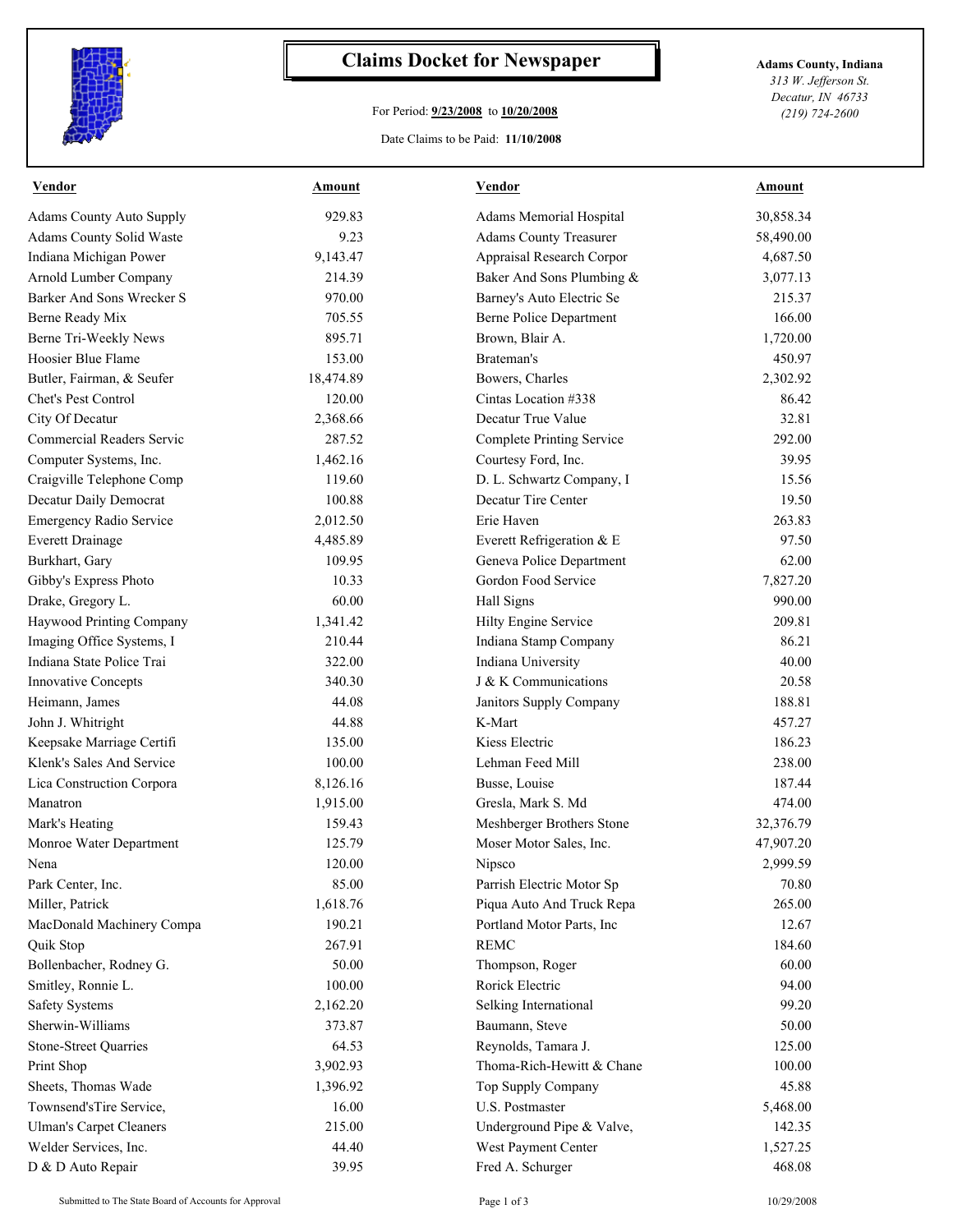# Claims Docket for Newspaper

For Period: **9/23/2008** to **10/20/2008**

Date Claims to be Paid: **11/10/2008**

**Adams County, Indiana**
*313 W. Jefferson St.*
*Decatur, IN 46733*
*(219) 724-2600*

| Vendor | Amount | Vendor | Amount |
|---|---|---|---|
| Adams County Auto Supply | 929.83 | Adams Memorial Hospital | 30,858.34 |
| Adams County Solid Waste | 9.23 | Adams County Treasurer | 58,490.00 |
| Indiana Michigan Power | 9,143.47 | Appraisal Research Corpor | 4,687.50 |
| Arnold Lumber Company | 214.39 | Baker And Sons Plumbing & | 3,077.13 |
| Barker And Sons Wrecker S | 970.00 | Barney's Auto Electric Se | 215.37 |
| Berne Ready Mix | 705.55 | Berne Police Department | 166.00 |
| Berne Tri-Weekly News | 895.71 | Brown, Blair A. | 1,720.00 |
| Hoosier Blue Flame | 153.00 | Brateman's | 450.97 |
| Butler, Fairman, & Seufer | 18,474.89 | Bowers, Charles | 2,302.92 |
| Chet's Pest Control | 120.00 | Cintas Location #338 | 86.42 |
| City Of Decatur | 2,368.66 | Decatur True Value | 32.81 |
| Commercial Readers Servic | 287.52 | Complete Printing Service | 292.00 |
| Computer Systems, Inc. | 1,462.16 | Courtesy Ford, Inc. | 39.95 |
| Craigville Telephone Comp | 119.60 | D. L. Schwartz Company, I | 15.56 |
| Decatur Daily Democrat | 100.88 | Decatur Tire Center | 19.50 |
| Emergency Radio Service | 2,012.50 | Erie Haven | 263.83 |
| Everett Drainage | 4,485.89 | Everett Refrigeration & E | 97.50 |
| Burkhart, Gary | 109.95 | Geneva Police Department | 62.00 |
| Gibby's Express Photo | 10.33 | Gordon Food Service | 7,827.20 |
| Drake, Gregory L. | 60.00 | Hall Signs | 990.00 |
| Haywood Printing Company | 1,341.42 | Hilty Engine Service | 209.81 |
| Imaging Office Systems, I | 210.44 | Indiana Stamp Company | 86.21 |
| Indiana State Police Trai | 322.00 | Indiana University | 40.00 |
| Innovative Concepts | 340.30 | J & K Communications | 20.58 |
| Heimann, James | 44.08 | Janitors Supply Company | 188.81 |
| John J. Whitright | 44.88 | K-Mart | 457.27 |
| Keepsake Marriage Certifi | 135.00 | Kiess Electric | 186.23 |
| Klenk's Sales And Service | 100.00 | Lehman Feed Mill | 238.00 |
| Lica Construction Corpora | 8,126.16 | Busse, Louise | 187.44 |
| Manatron | 1,915.00 | Gresla, Mark S. Md | 474.00 |
| Mark's Heating | 159.43 | Meshberger Brothers Stone | 32,376.79 |
| Monroe Water Department | 125.79 | Moser Motor Sales, Inc. | 47,907.20 |
| Nena | 120.00 | Nipsco | 2,999.59 |
| Park Center, Inc. | 85.00 | Parrish Electric Motor Sp | 70.80 |
| Miller, Patrick | 1,618.76 | Piqua Auto And Truck Repa | 265.00 |
| MacDonald Machinery Compa | 190.21 | Portland Motor Parts, Inc | 12.67 |
| Quik Stop | 267.91 | REMC | 184.60 |
| Bollenbacher, Rodney G. | 50.00 | Thompson, Roger | 60.00 |
| Smitley, Ronnie L. | 100.00 | Rorick Electric | 94.00 |
| Safety Systems | 2,162.20 | Selking International | 99.20 |
| Sherwin-Williams | 373.87 | Baumann, Steve | 50.00 |
| Stone-Street Quarries | 64.53 | Reynolds, Tamara J. | 125.00 |
| Print Shop | 3,902.93 | Thoma-Rich-Hewitt & Chane | 100.00 |
| Sheets, Thomas Wade | 1,396.92 | Top Supply Company | 45.88 |
| Townsend'sTire Service, | 16.00 | U.S. Postmaster | 5,468.00 |
| Ulman's Carpet Cleaners | 215.00 | Underground Pipe & Valve, | 142.35 |
| Welder Services, Inc. | 44.40 | West Payment Center | 1,527.25 |
| D & D Auto Repair | 39.95 | Fred A. Schurger | 468.08 |

Submitted to The State Board of Accounts for Approval

10/29/2008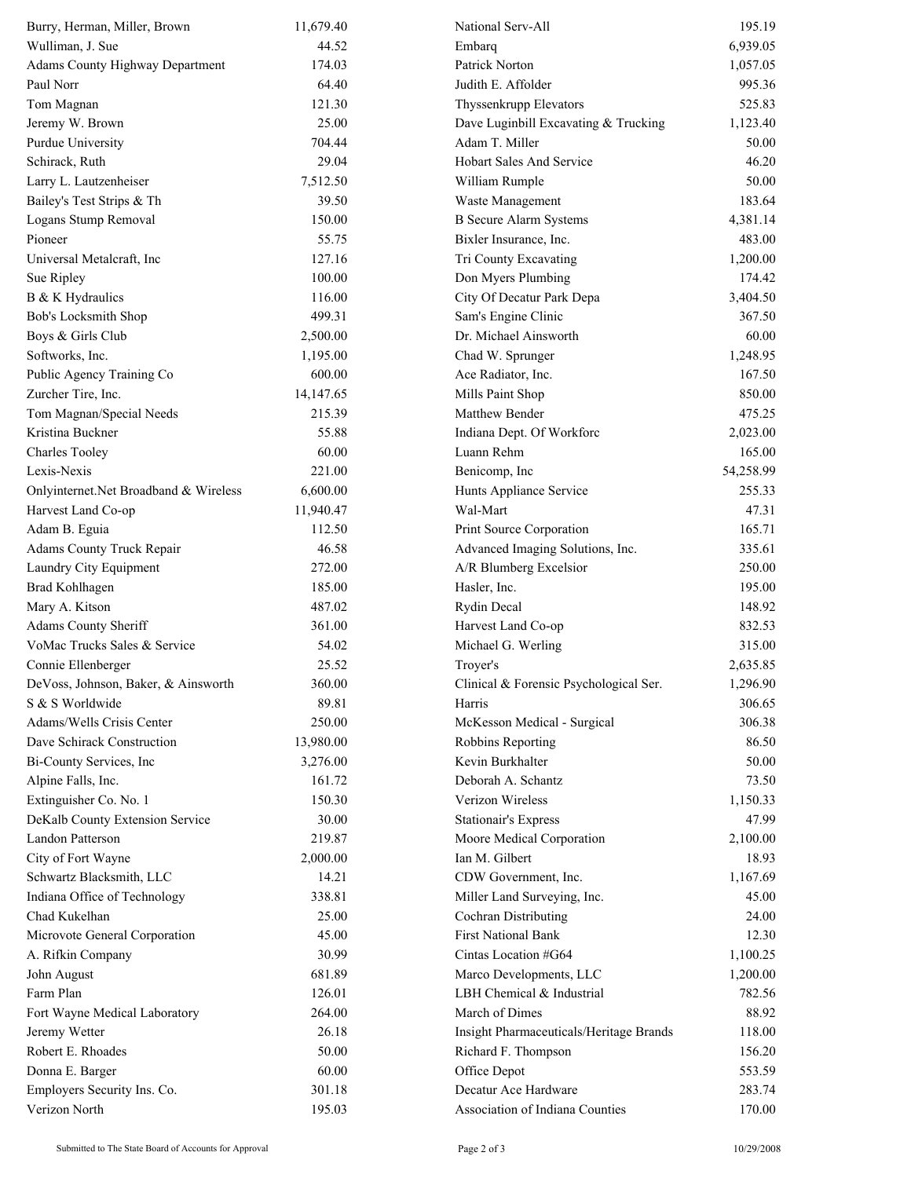| | | | |
|---|---|---|---|
| Burry, Herman, Miller, Brown | 11,679.40 | National Serv-All | 195.19 |
| Wulliman, J. Sue | 44.52 | Embarq | 6,939.05 |
| Adams County Highway Department | 174.03 | Patrick Norton | 1,057.05 |
| Paul Norr | 64.40 | Judith E. Affolder | 995.36 |
| Tom Magnan | 121.30 | Thyssenkrupp Elevators | 525.83 |
| Jeremy W. Brown | 25.00 | Dave Luginbill Excavating & Trucking | 1,123.40 |
| Purdue University | 704.44 | Adam T. Miller | 50.00 |
| Schirack, Ruth | 29.04 | Hobart Sales And Service | 46.20 |
| Larry L. Lautzenheiser | 7,512.50 | William Rumple | 50.00 |
| Bailey's Test Strips & Th | 39.50 | Waste Management | 183.64 |
| Logans Stump Removal | 150.00 | B Secure Alarm Systems | 4,381.14 |
| Pioneer | 55.75 | Bixler Insurance, Inc. | 483.00 |
| Universal Metalcraft, Inc | 127.16 | Tri County Excavating | 1,200.00 |
| Sue Ripley | 100.00 | Don Myers Plumbing | 174.42 |
| B & K Hydraulics | 116.00 | City Of Decatur Park Depa | 3,404.50 |
| Bob's Locksmith Shop | 499.31 | Sam's Engine Clinic | 367.50 |
| Boys & Girls Club | 2,500.00 | Dr. Michael Ainsworth | 60.00 |
| Softworks, Inc. | 1,195.00 | Chad W. Sprunger | 1,248.95 |
| Public Agency Training Co | 600.00 | Ace Radiator, Inc. | 167.50 |
| Zurcher Tire, Inc. | 14,147.65 | Mills Paint Shop | 850.00 |
| Tom Magnan/Special Needs | 215.39 | Matthew Bender | 475.25 |
| Kristina Buckner | 55.88 | Indiana Dept. Of Workforc | 2,023.00 |
| Charles Tooley | 60.00 | Luann Rehm | 165.00 |
| Lexis-Nexis | 221.00 | Benicomp, Inc | 54,258.99 |
| Onlyinternet.Net Broadband & Wireless | 6,600.00 | Hunts Appliance Service | 255.33 |
| Harvest Land Co-op | 11,940.47 | Wal-Mart | 47.31 |
| Adam B. Eguia | 112.50 | Print Source Corporation | 165.71 |
| Adams County Truck Repair | 46.58 | Advanced Imaging Solutions, Inc. | 335.61 |
| Laundry City Equipment | 272.00 | A/R Blumberg Excelsior | 250.00 |
| Brad Kohlhagen | 185.00 | Hasler, Inc. | 195.00 |
| Mary A. Kitson | 487.02 | Rydin Decal | 148.92 |
| Adams County Sheriff | 361.00 | Harvest Land Co-op | 832.53 |
| VoMac Trucks Sales & Service | 54.02 | Michael G. Werling | 315.00 |
| Connie Ellenberger | 25.52 | Troyer's | 2,635.85 |
| DeVoss, Johnson, Baker, & Ainsworth | 360.00 | Clinical & Forensic Psychological Ser. | 1,296.90 |
| S & S Worldwide | 89.81 | Harris | 306.65 |
| Adams/Wells Crisis Center | 250.00 | McKesson Medical - Surgical | 306.38 |
| Dave Schirack Construction | 13,980.00 | Robbins Reporting | 86.50 |
| Bi-County Services, Inc | 3,276.00 | Kevin Burkhalter | 50.00 |
| Alpine Falls, Inc. | 161.72 | Deborah A. Schantz | 73.50 |
| Extinguisher Co. No. 1 | 150.30 | Verizon Wireless | 1,150.33 |
| DeKalb County Extension Service | 30.00 | Stationair's Express | 47.99 |
| Landon Patterson | 219.87 | Moore Medical Corporation | 2,100.00 |
| City of Fort Wayne | 2,000.00 | Ian M. Gilbert | 18.93 |
| Schwartz Blacksmith, LLC | 14.21 | CDW Government, Inc. | 1,167.69 |
| Indiana Office of Technology | 338.81 | Miller Land Surveying, Inc. | 45.00 |
| Chad Kukelhan | 25.00 | Cochran Distributing | 24.00 |
| Microvote General Corporation | 45.00 | First National Bank | 12.30 |
| A. Rifkin Company | 30.99 | Cintas Location #G64 | 1,100.25 |
| John August | 681.89 | Marco Developments, LLC | 1,200.00 |
| Farm Plan | 126.01 | LBH Chemical & Industrial | 782.56 |
| Fort Wayne Medical Laboratory | 264.00 | March of Dimes | 88.92 |
| Jeremy Wetter | 26.18 | Insight Pharmaceuticals/Heritage Brands | 118.00 |
| Robert E. Rhoades | 50.00 | Richard F. Thompson | 156.20 |
| Donna E. Barger | 60.00 | Office Depot | 553.59 |
| Employers Security Ins. Co. | 301.18 | Decatur Ace Hardware | 283.74 |
| Verizon North | 195.03 | Association of Indiana Counties | 170.00 |

Submitted to The State Board of Accounts for Approval 10/29/2008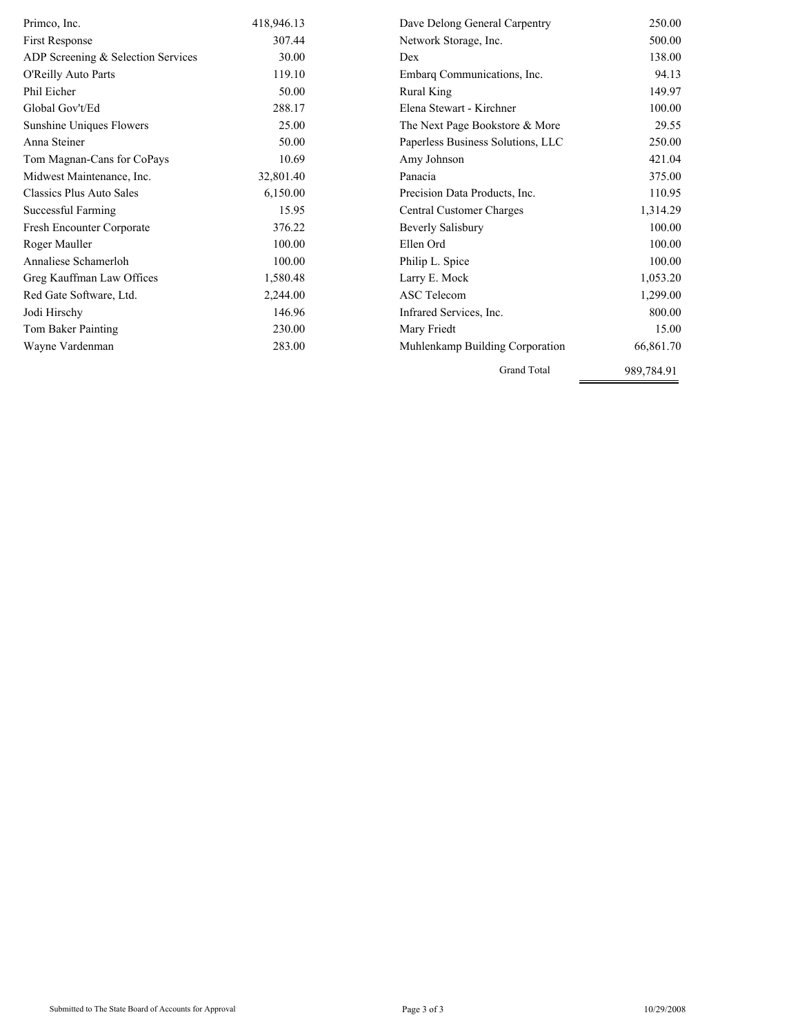| | | | |
|---|---|---|---|
| Primco, Inc. | 418,946.13 | Dave Delong General Carpentry | 250.00 |
| First Response | 307.44 | Network Storage, Inc. | 500.00 |
| ADP Screening & Selection Services | 30.00 | Dex | 138.00 |
| O'Reilly Auto Parts | 119.10 | Embarq Communications, Inc. | 94.13 |
| Phil Eicher | 50.00 | Rural King | 149.97 |
| Global Gov't/Ed | 288.17 | Elena Stewart - Kirchner | 100.00 |
| Sunshine Uniques Flowers | 25.00 | The Next Page Bookstore & More | 29.55 |
| Anna Steiner | 50.00 | Paperless Business Solutions, LLC | 250.00 |
| Tom Magnan-Cans for CoPays | 10.69 | Amy Johnson | 421.04 |
| Midwest Maintenance, Inc. | 32,801.40 | Panacia | 375.00 |
| Classics Plus Auto Sales | 6,150.00 | Precision Data Products, Inc. | 110.95 |
| Successful Farming | 15.95 | Central Customer Charges | 1,314.29 |
| Fresh Encounter Corporate | 376.22 | Beverly Salisbury | 100.00 |
| Roger Mauller | 100.00 | Ellen Ord | 100.00 |
| Annaliese Schamerloh | 100.00 | Philip L. Spice | 100.00 |
| Greg Kauffman Law Offices | 1,580.48 | Larry E. Mock | 1,053.20 |
| Red Gate Software, Ltd. | 2,244.00 | ASC Telecom | 1,299.00 |
| Jodi Hirschy | 146.96 | Infrared Services, Inc. | 800.00 |
| Tom Baker Painting | 230.00 | Mary Friedt | 15.00 |
| Wayne Vardenman | 283.00 | Muhlenkamp Building Corporation | 66,861.70 |
| | | Grand Total | 989,784.91 |

Submitted to The State Board of Accounts for Approval

10/29/2008